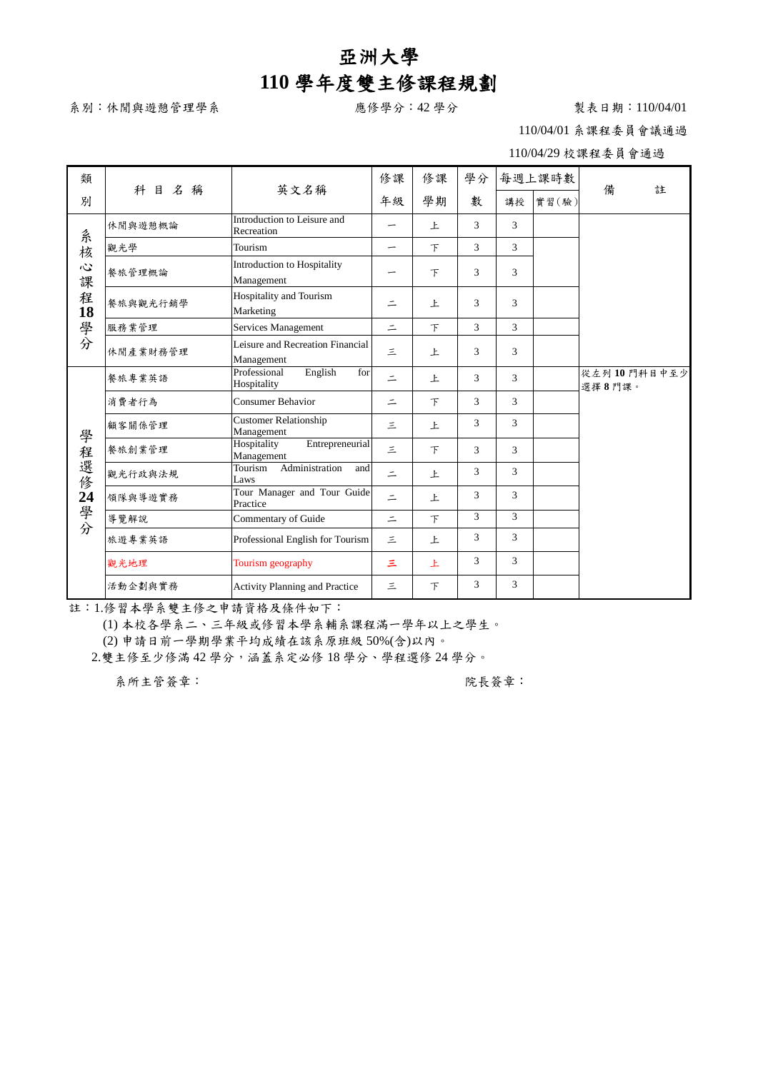# 亞洲大學

# 110 學年度雙主修課程規劃

系別：休閒與遊憩管理學系　　應修學分：42 學分　　製表日期：110/04/01

110/04/01 系課程委員會議通過

110/04/29 校課程委員會通過

| 類別 | 科 目 名 稱 | 英文名稱 | 修課年級 | 修課學期 | 學分數 | 每週上課時數 講授 | 每週上課時數 實習(驗) | 備註 |
|---|---|---|---|---|---|---|---|---|
| 系核心課程18學分 | 休閒與遊憩概論 | Introduction to Leisure and Recreation | 一 | 上 | 3 | 3 | | |
| | 觀光學 | Tourism | 一 | 下 | 3 | 3 | | |
| | 餐旅管理概論 | Introduction to Hospitality Management | 一 | 下 | 3 | 3 | | |
| | 餐旅與觀光行銷學 | Hospitality and Tourism Marketing | 二 | 上 | 3 | 3 | | |
| | 服務業管理 | Services Management | 二 | 下 | 3 | 3 | | |
| | 休閒產業財務管理 | Leisure and Recreation Financial Management | 三 | 上 | 3 | 3 | | |
| 學程選修24學分 | 餐旅專業英語 | Professional English for Hospitality | 二 | 上 | 3 | 3 | | 從左列 **10** 門科目中至少選擇 **8** 門課。 |
| | 消費者行為 | Consumer Behavior | 二 | 下 | 3 | 3 | | |
| | 顧客關係管理 | Customer Relationship Management | 三 | 上 | 3 | 3 | | |
| | 餐旅創業管理 | Hospitality Entrepreneurial Management | 三 | 下 | 3 | 3 | | |
| | 觀光行政與法規 | Tourism Administration and Laws | 二 | 上 | 3 | 3 | | |
| | 領隊與導遊實務 | Tour Manager and Tour Guide Practice | 二 | 上 | 3 | 3 | | |
| | 導覽解說 | Commentary of Guide | 二 | 下 | 3 | 3 | | |
| | 旅遊專業英語 | Professional English for Tourism | 三 | 上 | 3 | 3 | | |
| | 觀光地理 | Tourism geography | 三 | 上 | 3 | 3 | | |
| | 活動企劃與實務 | Activity Planning and Practice | 三 | 下 | 3 | 3 | | |

註：1.修習本學系雙主修之申請資格及條件如下：

(1) 本校各學系二、三年級或修習本學系輔系課程滿一學年以上之學生。

(2) 申請日前一學期學業平均成績在該系原班級 50%(含)以內。

2.雙主修至少修滿 42 學分，涵蓋系定必修 18 學分、學程選修 24 學分。

系所主管簽章：　　　　院長簽章：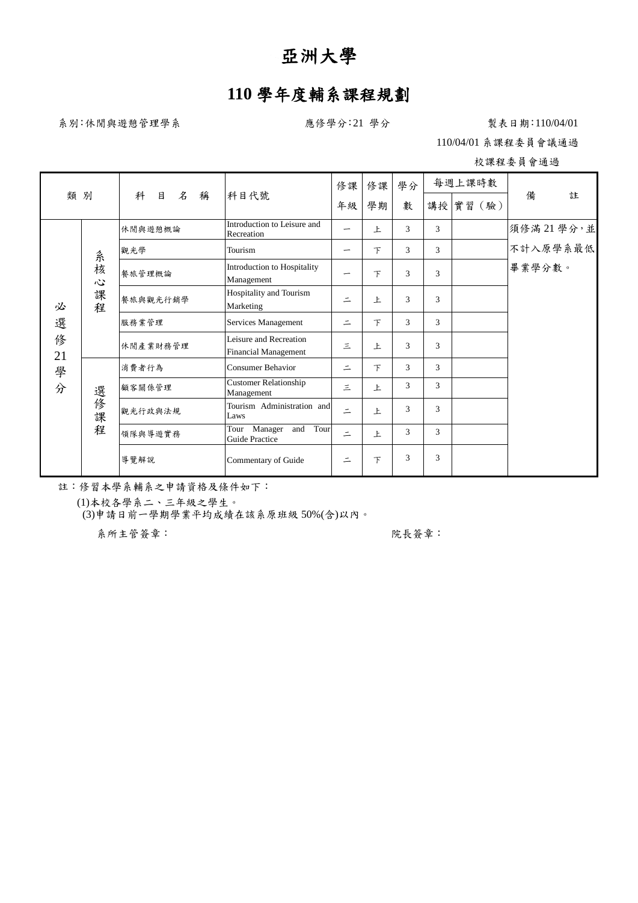# 亞洲大學

## 110 學年度輔系課程規劃

系別:休閒與遊憩管理學系　　　　應修學分:21 學分　　　　製表日期:110/04/01

110/04/01 系課程委員會議通過

校課程委員會通過

| 類別 | | 科目名稱 | 科目代號 | 修課年級 | 修課學期 | 學分數 | 每週上課時數 | | 備註 |
|---|---|---|---|---|---|---|---|---|---|
| | | | | | | | 講授 | 實習(驗) | |
| 必選修21學分 | 系核心課程 | 休閒與遊憩概論 | Introduction to Leisure and Recreation | 一 | 上 | 3 | 3 | | 須修滿 21 學分,並不計入原學系最低畢業學分數。 |
| | | 觀光學 | Tourism | 一 | 下 | 3 | 3 | | |
| | | 餐旅管理概論 | Introduction to Hospitality Management | 一 | 下 | 3 | 3 | | |
| | | 餐旅與觀光行銷學 | Hospitality and Tourism Marketing | 二 | 上 | 3 | 3 | | |
| | | 服務業管理 | Services Management | 二 | 下 | 3 | 3 | | |
| | | 休閒產業財務管理 | Leisure and Recreation Financial Management | 三 | 上 | 3 | 3 | | |
| | 選修課程 | 消費者行為 | Consumer Behavior | 二 | 下 | 3 | 3 | | |
| | | 顧客關係管理 | Customer Relationship Management | 三 | 上 | 3 | 3 | | |
| | | 觀光行政與法規 | Tourism Administration and Laws | 二 | 上 | 3 | 3 | | |
| | | 領隊與導遊實務 | Tour Manager and Tour Guide Practice | 二 | 上 | 3 | 3 | | |
| | | 導覽解說 | Commentary of Guide | 二 | 下 | 3 | 3 | | |

註:修習本學系輔系之申請資格及條件如下:

(1)本校各學系二、三年級之學生。

(3)申請日前一學期學業平均成績在該系原班級 50%(含)以內。

系所主管簽章:　　　　　　　　　　　　　　院長簽章: